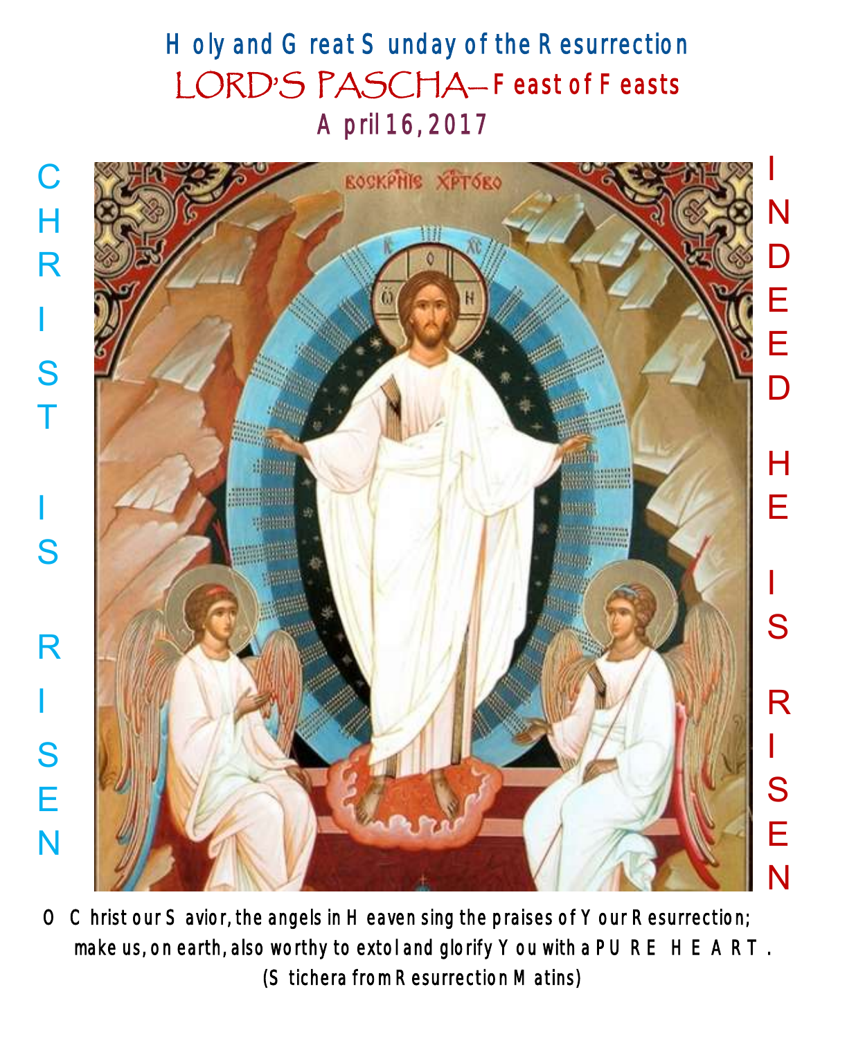# Holy and Great Sunday of the Resurrection

## LORD'S PASCHA—Feast of Feasts

### April 16, 2017

CHRIST IS RISEN

INDEED HE IS RISEN

O Christ our Savior, the angels in Heaven sing the praises of Your Resurrection; make us, on earth, also worthy to extol and glorify You with a PURE HEART.
(Stichera from Resurrection Matins)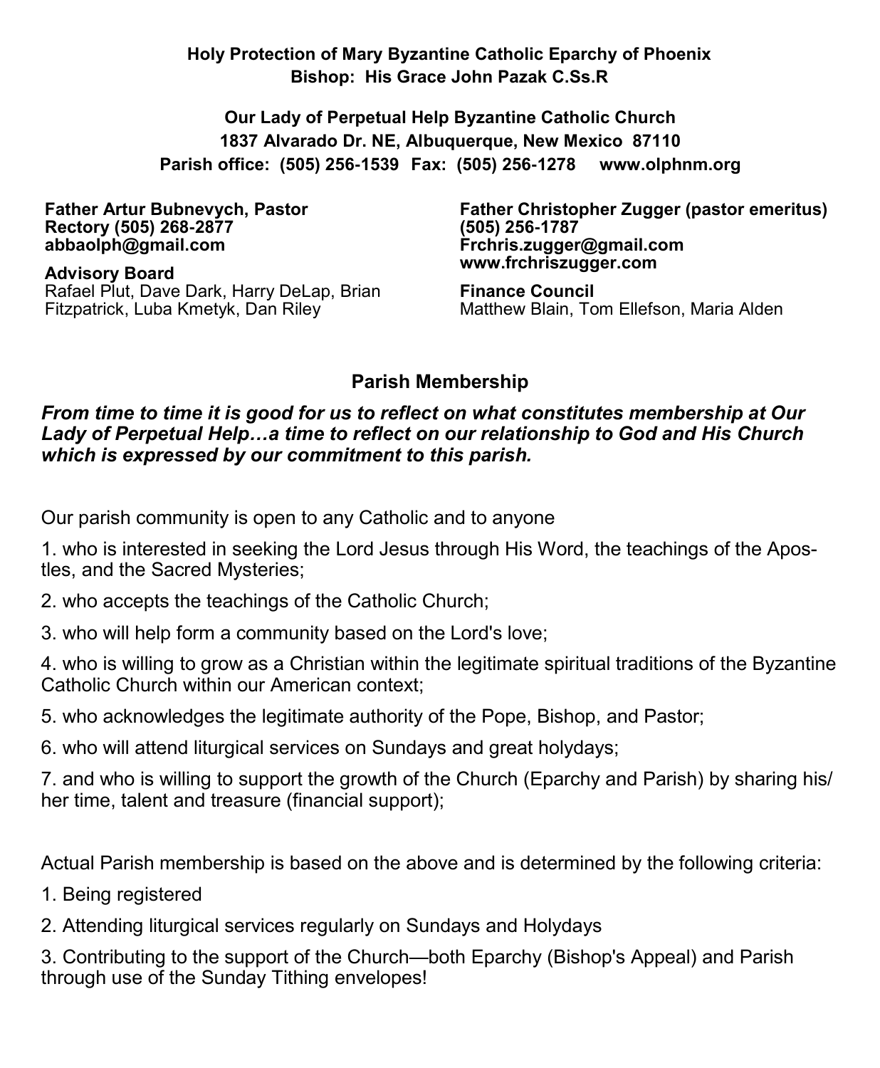**Holy Protection of Mary Byzantine Catholic Eparchy of Phoenix**
**Bishop: His Grace John Pazak C.Ss.R**

**Our Lady of Perpetual Help Byzantine Catholic Church**
**1837 Alvarado Dr. NE, Albuquerque, New Mexico 87110**
**Parish office: (505) 256-1539 Fax: (505) 256-1278 www.olphnm.org**

**Father Artur Bubnevych, Pastor**
**Rectory (505) 268-2877**
**abbaolph@gmail.com**

**Advisory Board**
Rafael Plut, Dave Dark, Harry DeLap, Brian Fitzpatrick, Luba Kmetyk, Dan Riley

**Father Christopher Zugger (pastor emeritus)**
**(505) 256-1787**
**Frchris.zugger@gmail.com**
**www.frchriszugger.com**

**Finance Council**
Matthew Blain, Tom Ellefson, Maria Alden

## Parish Membership

***From time to time it is good for us to reflect on what constitutes membership at Our Lady of Perpetual Help…a time to reflect on our relationship to God and His Church which is expressed by our commitment to this parish.***

Our parish community is open to any Catholic and to anyone

1. who is interested in seeking the Lord Jesus through His Word, the teachings of the Apostles, and the Sacred Mysteries;
2. who accepts the teachings of the Catholic Church;
3. who will help form a community based on the Lord's love;
4. who is willing to grow as a Christian within the legitimate spiritual traditions of the Byzantine Catholic Church within our American context;
5. who acknowledges the legitimate authority of the Pope, Bishop, and Pastor;
6. who will attend liturgical services on Sundays and great holydays;
7. and who is willing to support the growth of the Church (Eparchy and Parish) by sharing his/her time, talent and treasure (financial support);

Actual Parish membership is based on the above and is determined by the following criteria:

1. Being registered
2. Attending liturgical services regularly on Sundays and Holydays
3. Contributing to the support of the Church—both Eparchy (Bishop's Appeal) and Parish through use of the Sunday Tithing envelopes!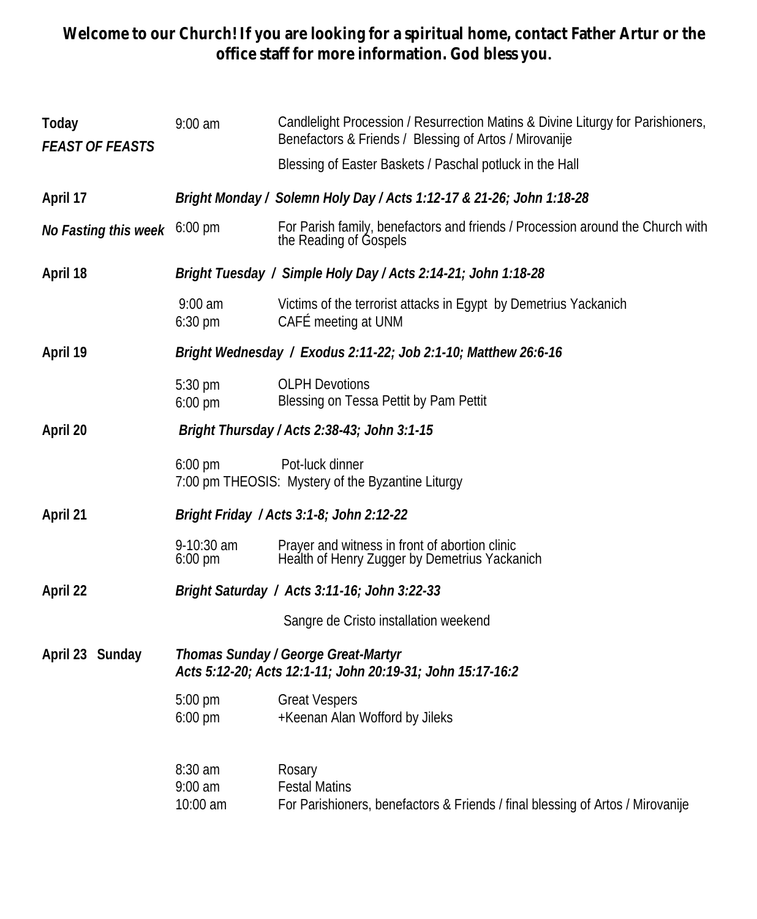**Welcome to our Church! If you are looking for a spiritual home, contact Father Artur or the office staff for more information. God bless you.**

| | | |
|---|---|---|
| **Today** *FEAST OF FEASTS* | 9:00 am | Candlelight Procession / Resurrection Matins & Divine Liturgy for Parishioners, Benefactors & Friends / Blessing of Artos / Mirovanije |
| | | Blessing of Easter Baskets / Paschal potluck in the Hall |
| **April 17** | ***Bright Monday / Solemn Holy Day / Acts 1:12-17 & 21-26; John 1:18-28*** | |
| ***No Fasting this week*** | 6:00 pm | For Parish family, benefactors and friends / Procession around the Church with the Reading of Gospels |
| **April 18** | ***Bright Tuesday / Simple Holy Day / Acts 2:14-21; John 1:18-28*** | |
| | 9:00 am | Victims of the terrorist attacks in Egypt by Demetrius Yackanich |
| | 6:30 pm | CAFÉ meeting at UNM |
| **April 19** | ***Bright Wednesday / Exodus 2:11-22; Job 2:1-10; Matthew 26:6-16*** | |
| | 5:30 pm | OLPH Devotions |
| | 6:00 pm | Blessing on Tessa Pettit by Pam Pettit |
| **April 20** | ***Bright Thursday / Acts 2:38-43; John 3:1-15*** | |
| | 6:00 pm | Pot-luck dinner |
| | 7:00 pm | THEOSIS: Mystery of the Byzantine Liturgy |
| **April 21** | ***Bright Friday / Acts 3:1-8; John 2:12-22*** | |
| | 9-10:30 am | Prayer and witness in front of abortion clinic |
| | 6:00 pm | Health of Henry Zugger by Demetrius Yackanich |
| **April 22** | ***Bright Saturday / Acts 3:11-16; John 3:22-33*** | |
| | | Sangre de Cristo installation weekend |
| **April 23 Sunday** | ***Thomas Sunday / George Great-Martyr*** ***Acts 5:12-20; Acts 12:1-11; John 20:19-31; John 15:17-16:2*** | |
| | 5:00 pm | Great Vespers |
| | 6:00 pm | +Keenan Alan Wofford by Jileks |
| | 8:30 am | Rosary |
| | 9:00 am | Festal Matins |
| | 10:00 am | For Parishioners, benefactors & Friends / final blessing of Artos / Mirovanije |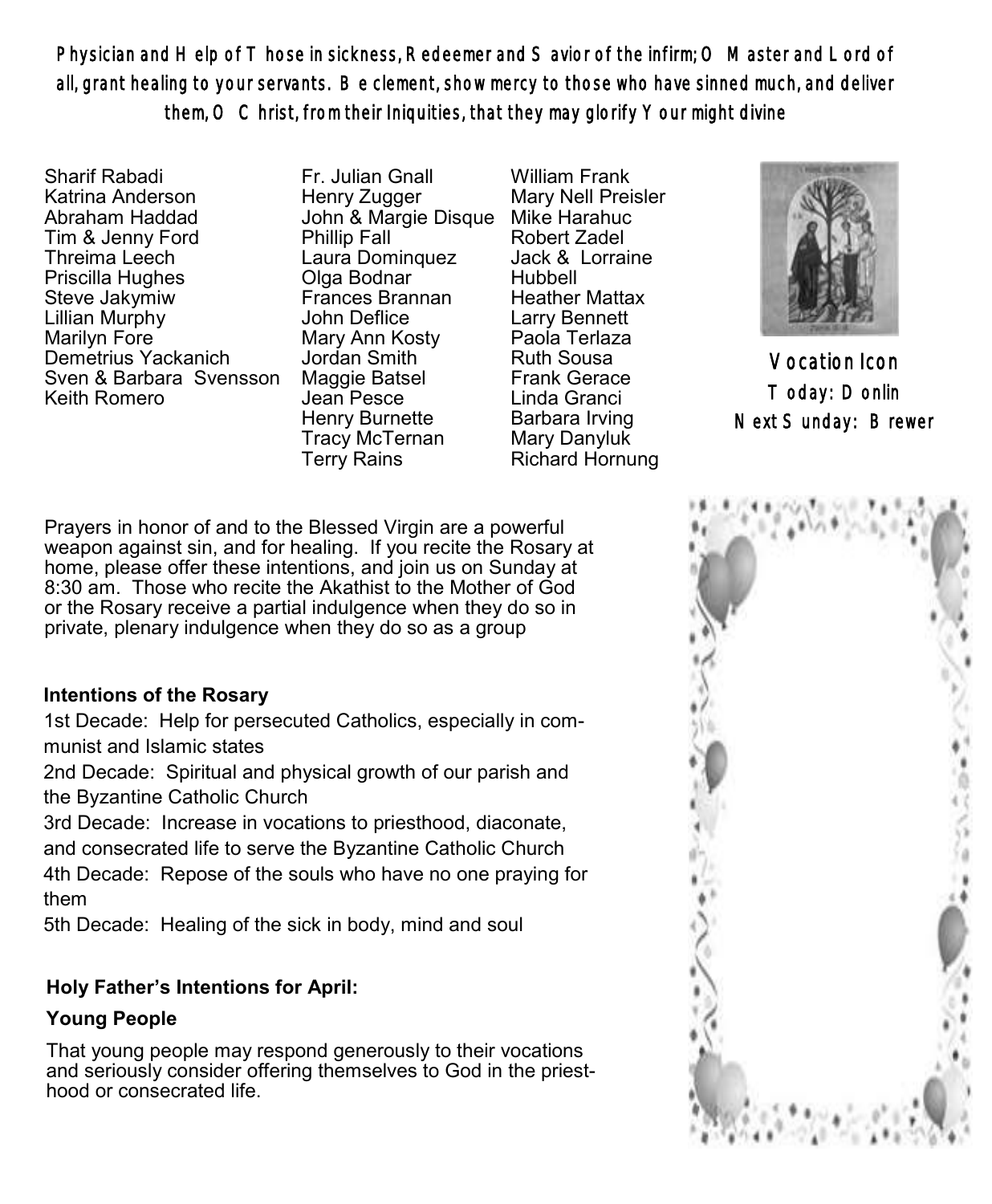**Physician and Help of Those in sickness, Redeemer and Savior of the infirm; O Master and Lord of all, grant healing to your servants. Be clement, show mercy to those who have sinned much, and deliver them, O Christ, from their Iniquities, that they may glorify Your might divine**

Sharif Rabadi
Katrina Anderson
Abraham Haddad
Tim & Jenny Ford
Threima Leech
Priscilla Hughes
Steve Jakymiw
Lillian Murphy
Marilyn Fore
Demetrius Yackanich
Sven & Barbara Svensson
Keith Romero

Fr. Julian Gnall
Henry Zugger
John & Margie Disque
Phillip Fall
Laura Dominquez
Olga Bodnar
Frances Brannan
John Deflice
Mary Ann Kosty
Jordan Smith
Maggie Batsel
Jean Pesce
Henry Burnette
Tracy McTernan
Terry Rains

William Frank
Mary Nell Preisler
Mike Harahuc
Robert Zadel
Jack & Lorraine Hubbell
Heather Mattax
Larry Bennett
Paola Terlaza
Ruth Sousa
Frank Gerace
Linda Granci
Barbara Irving
Mary Danyluk
Richard Hornung

**Vocation Icon**
Today: Donlin
Next Sunday: Brewer

Prayers in honor of and to the Blessed Virgin are a powerful weapon against sin, and for healing. If you recite the Rosary at home, please offer these intentions, and join us on Sunday at 8:30 am. Those who recite the Akathist to the Mother of God or the Rosary receive a partial indulgence when they do so in private, plenary indulgence when they do so as a group

**Intentions of the Rosary**

1st Decade: Help for persecuted Catholics, especially in communist and Islamic states

2nd Decade: Spiritual and physical growth of our parish and the Byzantine Catholic Church

3rd Decade: Increase in vocations to priesthood, diaconate, and consecrated life to serve the Byzantine Catholic Church

4th Decade: Repose of the souls who have no one praying for them

5th Decade: Healing of the sick in body, mind and soul

**Holy Father's Intentions for April:**

**Young People**

That young people may respond generously to their vocations and seriously consider offering themselves to God in the priesthood or consecrated life.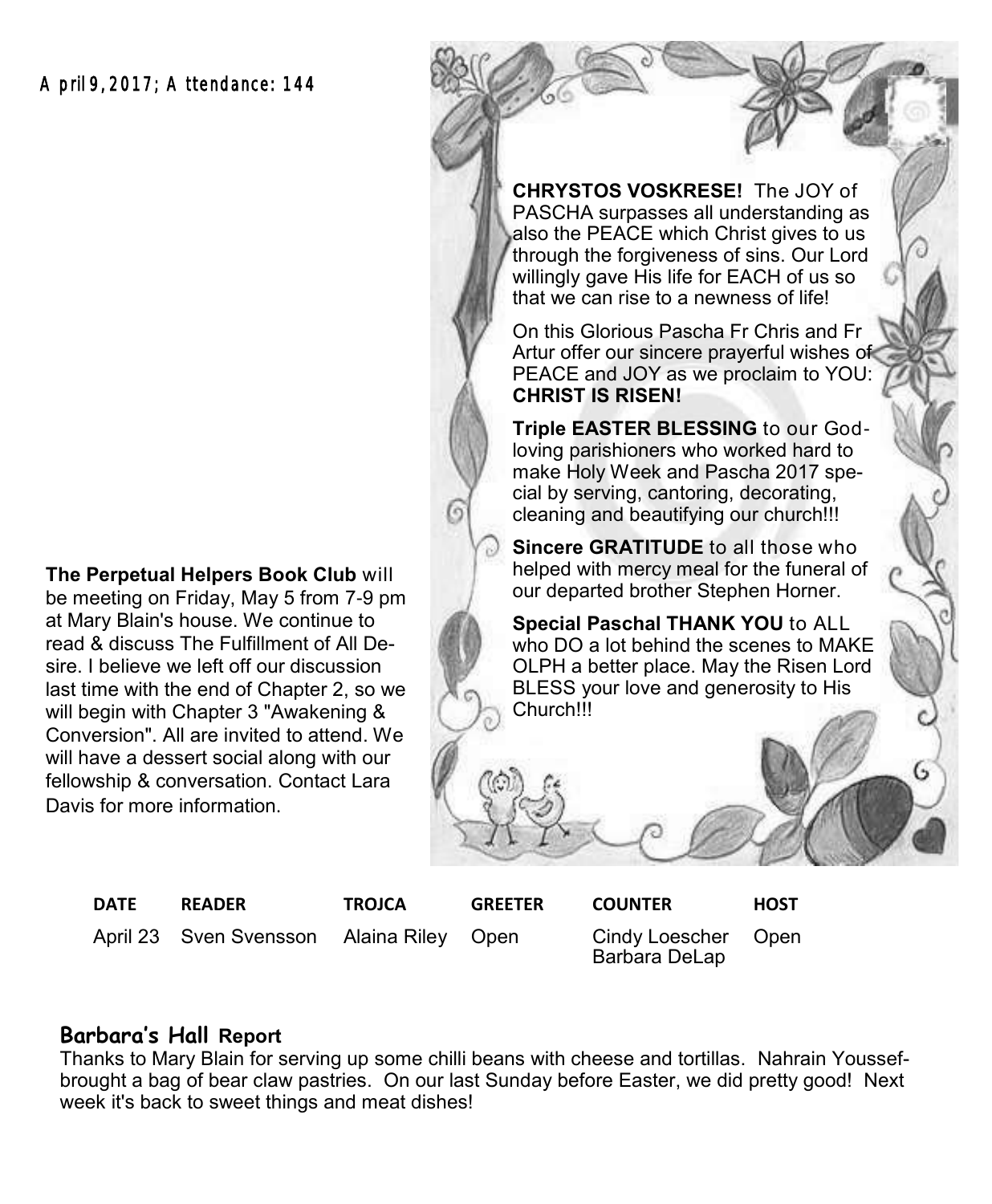April 9, 2017; Attendance: 144

**CHRYSTOS VOSKRESE!** The JOY of PASCHA surpasses all understanding as also the PEACE which Christ gives to us through the forgiveness of sins. Our Lord willingly gave His life for EACH of us so that we can rise to a newness of life!

On this Glorious Pascha Fr Chris and Fr Artur offer our sincere prayerful wishes of PEACE and JOY as we proclaim to YOU: **CHRIST IS RISEN!**

**Triple EASTER BLESSING** to our God-loving parishioners who worked hard to make Holy Week and Pascha 2017 special by serving, cantoring, decorating, cleaning and beautifying our church!!!

**Sincere GRATITUDE** to all those who helped with mercy meal for the funeral of our departed brother Stephen Horner.

**Special Paschal THANK YOU** to ALL who DO a lot behind the scenes to MAKE OLPH a better place. May the Risen Lord BLESS your love and generosity to His Church!!!

**The Perpetual Helpers Book Club** will be meeting on Friday, May 5 from 7-9 pm at Mary Blain's house. We continue to read & discuss The Fulfillment of All Desire. I believe we left off our discussion last time with the end of Chapter 2, so we will begin with Chapter 3 "Awakening & Conversion". All are invited to attend. We will have a dessert social along with our fellowship & conversation. Contact Lara Davis for more information.

| DATE | READER | TROJCA | GREETER | COUNTER | HOST |
|---|---|---|---|---|---|
| April 23 | Sven Svensson | Alaina Riley | Open | Cindy Loescher Barbara DeLap | Open |

## Barbara's Hall Report

Thanks to Mary Blain for serving up some chilli beans with cheese and tortillas. Nahrain Youssef-brought a bag of bear claw pastries. On our last Sunday before Easter, we did pretty good! Next week it's back to sweet things and meat dishes!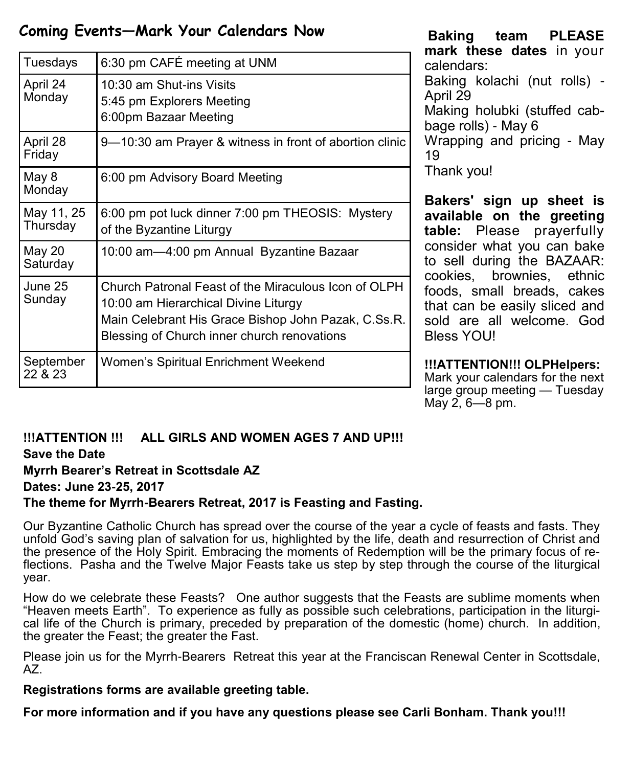## Coming Events—Mark Your Calendars Now

| | |
|---|---|
| Tuesdays | 6:30 pm CAFÉ meeting at UNM |
| April 24 Monday | 10:30 am Shut-ins Visits<br>5:45 pm Explorers Meeting<br>6:00pm Bazaar Meeting |
| April 28 Friday | 9—10:30 am Prayer & witness in front of abortion clinic |
| May 8 Monday | 6:00 pm Advisory Board Meeting |
| May 11, 25 Thursday | 6:00 pm pot luck dinner 7:00 pm THEOSIS: Mystery of the Byzantine Liturgy |
| May 20 Saturday | 10:00 am—4:00 pm Annual Byzantine Bazaar |
| June 25 Sunday | Church Patronal Feast of the Miraculous Icon of OLPH<br>10:00 am Hierarchical Divine Liturgy<br>Main Celebrant His Grace Bishop John Pazak, C.Ss.R.<br>Blessing of Church inner church renovations |
| September 22 & 23 | Women's Spiritual Enrichment Weekend |

**Baking team PLEASE mark these dates** in your calendars:
Baking kolachi (nut rolls) - April 29
Making holubki (stuffed cabbage rolls) - May 6
Wrapping and pricing - May 19
Thank you!

**Bakers' sign up sheet is available on the greeting table:** Please prayerfully consider what you can bake to sell during the BAZAAR: cookies, brownies, ethnic foods, small breads, cakes that can be easily sliced and sold are all welcome. God Bless YOU!

**!!!ATTENTION!!! OLPHelpers:** Mark your calendars for the next large group meeting — Tuesday May 2, 6—8 pm.

**!!!ATTENTION !!! ALL GIRLS AND WOMEN AGES 7 AND UP!!!**

**Save the Date**

**Myrrh Bearer's Retreat in Scottsdale AZ**

**Dates: June 23-25, 2017**

**The theme for Myrrh-Bearers Retreat, 2017 is Feasting and Fasting.**

Our Byzantine Catholic Church has spread over the course of the year a cycle of feasts and fasts. They unfold God's saving plan of salvation for us, highlighted by the life, death and resurrection of Christ and the presence of the Holy Spirit. Embracing the moments of Redemption will be the primary focus of reflections. Pasha and the Twelve Major Feasts take us step by step through the course of the liturgical year.

How do we celebrate these Feasts? One author suggests that the Feasts are sublime moments when "Heaven meets Earth". To experience as fully as possible such celebrations, participation in the liturgical life of the Church is primary, preceded by preparation of the domestic (home) church. In addition, the greater the Feast; the greater the Fast.

Please join us for the Myrrh-Bearers Retreat this year at the Franciscan Renewal Center in Scottsdale, AZ.

**Registrations forms are available greeting table.**

**For more information and if you have any questions please see Carli Bonham. Thank you!!!**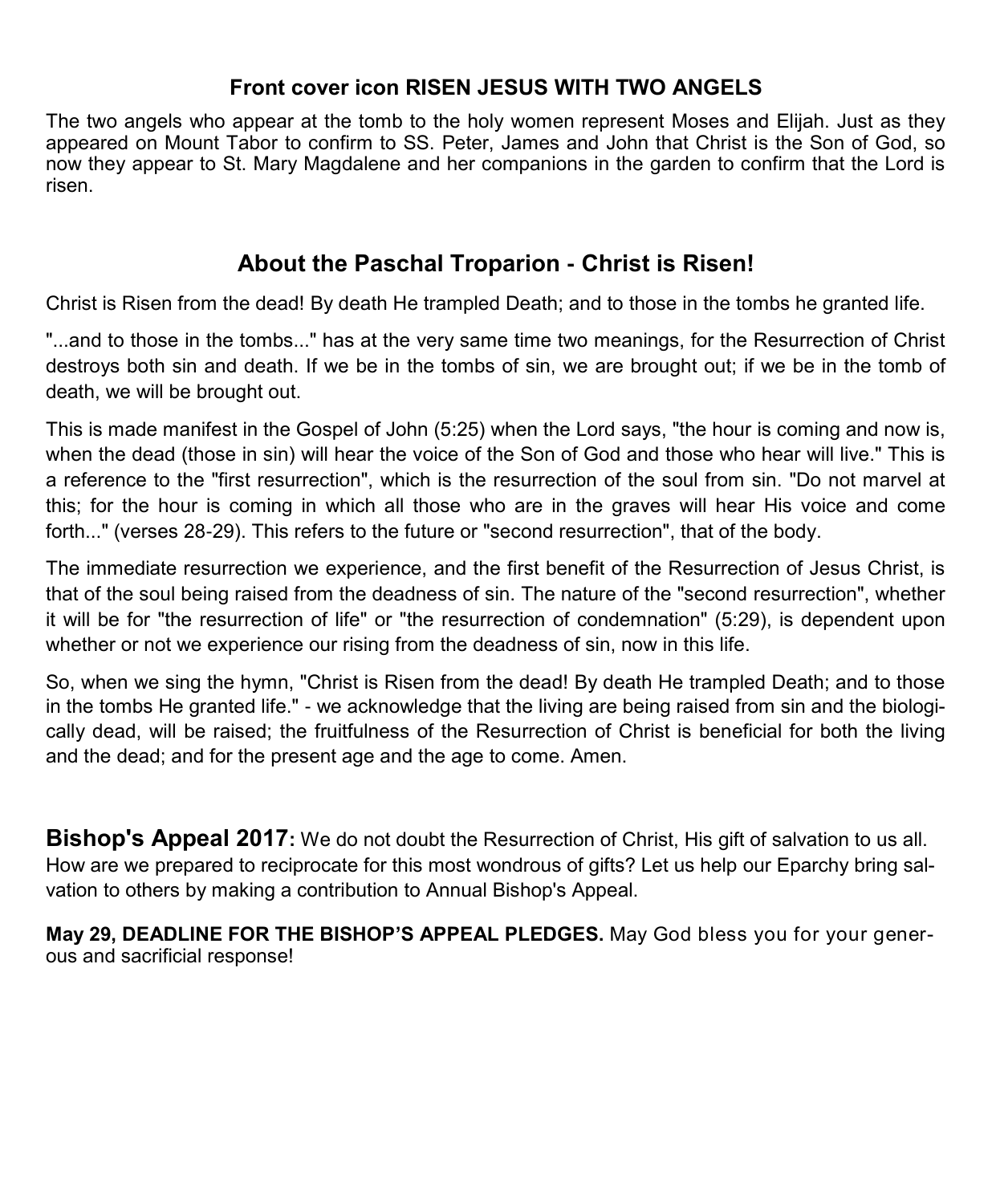### Front cover icon RISEN JESUS WITH TWO ANGELS

The two angels who appear at the tomb to the holy women represent Moses and Elijah. Just as they appeared on Mount Tabor to confirm to SS. Peter, James and John that Christ is the Son of God, so now they appear to St. Mary Magdalene and her companions in the garden to confirm that the Lord is risen.

## About the Paschal Troparion - Christ is Risen!

Christ is Risen from the dead! By death He trampled Death; and to those in the tombs he granted life.

"...and to those in the tombs..." has at the very same time two meanings, for the Resurrection of Christ destroys both sin and death. If we be in the tombs of sin, we are brought out; if we be in the tomb of death, we will be brought out.

This is made manifest in the Gospel of John (5:25) when the Lord says, "the hour is coming and now is, when the dead (those in sin) will hear the voice of the Son of God and those who hear will live." This is a reference to the "first resurrection", which is the resurrection of the soul from sin. "Do not marvel at this; for the hour is coming in which all those who are in the graves will hear His voice and come forth..." (verses 28-29). This refers to the future or "second resurrection", that of the body.

The immediate resurrection we experience, and the first benefit of the Resurrection of Jesus Christ, is that of the soul being raised from the deadness of sin. The nature of the "second resurrection", whether it will be for "the resurrection of life" or "the resurrection of condemnation" (5:29), is dependent upon whether or not we experience our rising from the deadness of sin, now in this life.

So, when we sing the hymn, "Christ is Risen from the dead! By death He trampled Death; and to those in the tombs He granted life." - we acknowledge that the living are being raised from sin and the biologically dead, will be raised; the fruitfulness of the Resurrection of Christ is beneficial for both the living and the dead; and for the present age and the age to come. Amen.

**Bishop's Appeal 2017:** We do not doubt the Resurrection of Christ, His gift of salvation to us all. How are we prepared to reciprocate for this most wondrous of gifts? Let us help our Eparchy bring salvation to others by making a contribution to Annual Bishop's Appeal.

**May 29, DEADLINE FOR THE BISHOP'S APPEAL PLEDGES.** May God bless you for your generous and sacrificial response!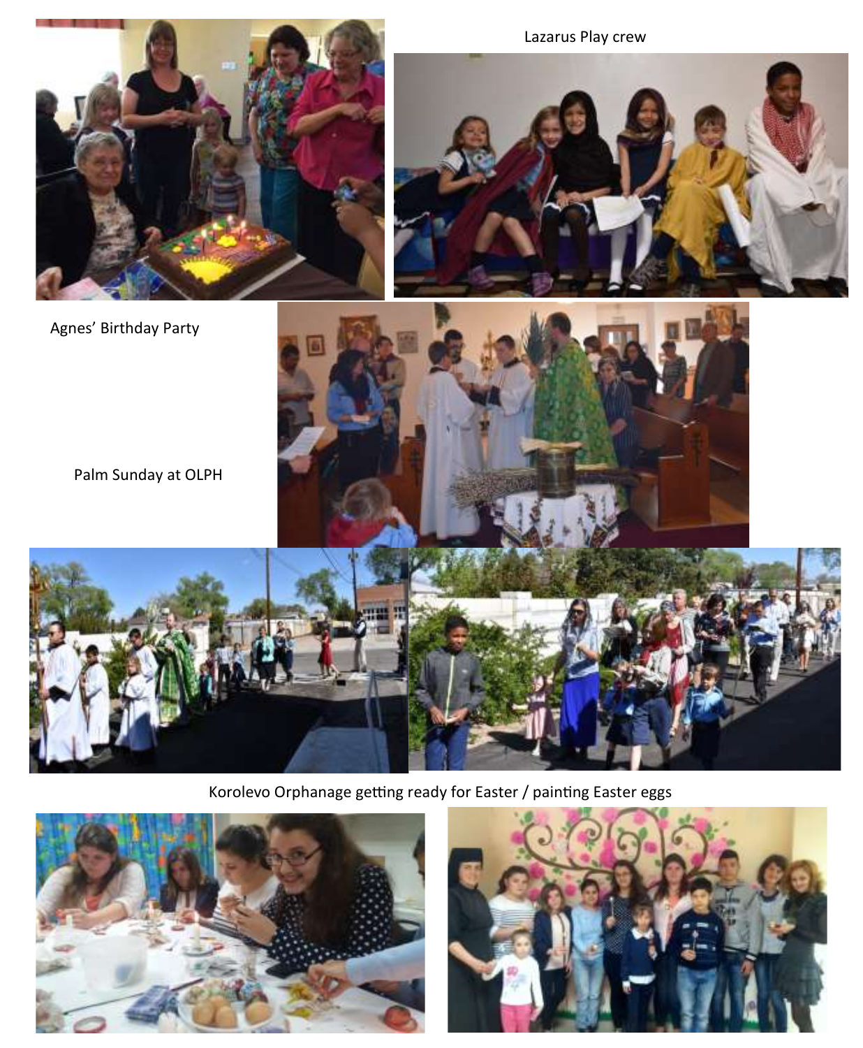Lazarus Play crew

Agnes' Birthday Party

Palm Sunday at OLPH

Korolevo Orphanage getting ready for Easter / painting Easter eggs